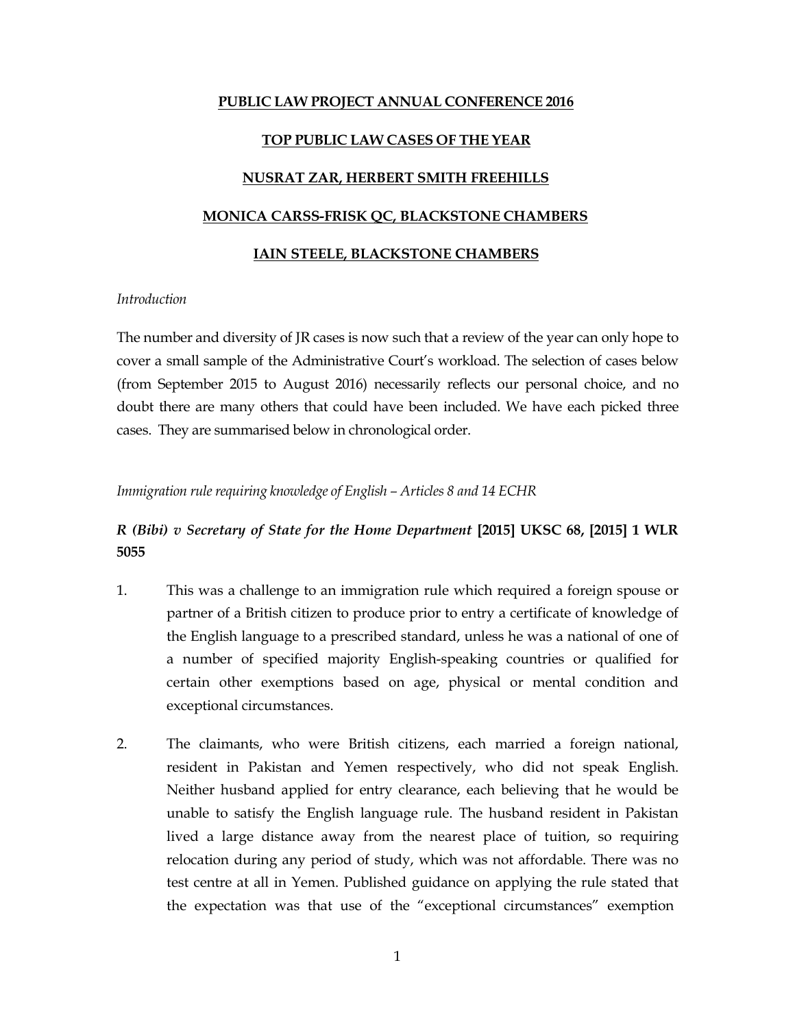**PUBLIC LAW PROJECT ANNUAL CONFERENCE 2016**

**TOP PUBLIC LAW CASES OF THE YEAR**

**NUSRAT ZAR, HERBERT SMITH FREEHILLS**

**MONICA CARSS-FRISK QC, BLACKSTONE CHAMBERS**

**IAIN STEELE, BLACKSTONE CHAMBERS**

*Introduction*

The number and diversity of JR cases is now such that a review of the year can only hope to cover a small sample of the Administrative Court's workload. The selection of cases below (from September 2015 to August 2016) necessarily reflects our personal choice, and no doubt there are many others that could have been included. We have each picked three cases. They are summarised below in chronological order.

*Immigration rule requiring knowledge of English – Articles 8 and 14 ECHR*

***R (Bibi) v Secretary of State for the Home Department* [2015] UKSC 68, [2015] 1 WLR 5055**

1. This was a challenge to an immigration rule which required a foreign spouse or partner of a British citizen to produce prior to entry a certificate of knowledge of the English language to a prescribed standard, unless he was a national of one of a number of specified majority English-speaking countries or qualified for certain other exemptions based on age, physical or mental condition and exceptional circumstances.

2. The claimants, who were British citizens, each married a foreign national, resident in Pakistan and Yemen respectively, who did not speak English. Neither husband applied for entry clearance, each believing that he would be unable to satisfy the English language rule. The husband resident in Pakistan lived a large distance away from the nearest place of tuition, so requiring relocation during any period of study, which was not affordable. There was no test centre at all in Yemen. Published guidance on applying the rule stated that the expectation was that use of the "exceptional circumstances" exemption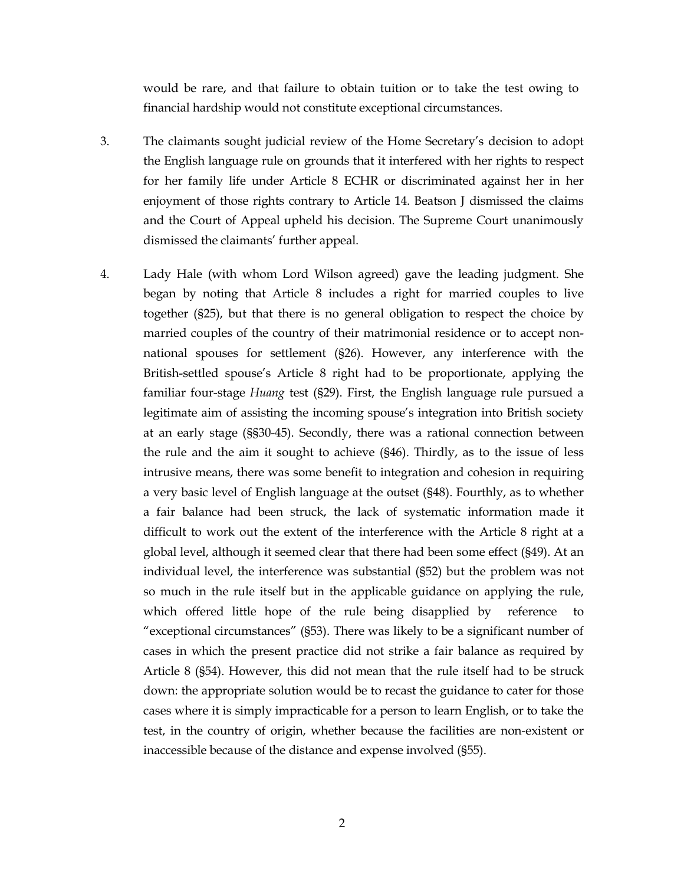would be rare, and that failure to obtain tuition or to take the test owing to financial hardship would not constitute exceptional circumstances.

3. The claimants sought judicial review of the Home Secretary's decision to adopt the English language rule on grounds that it interfered with her rights to respect for her family life under Article 8 ECHR or discriminated against her in her enjoyment of those rights contrary to Article 14. Beatson J dismissed the claims and the Court of Appeal upheld his decision. The Supreme Court unanimously dismissed the claimants' further appeal.

4. Lady Hale (with whom Lord Wilson agreed) gave the leading judgment. She began by noting that Article 8 includes a right for married couples to live together (§25), but that there is no general obligation to respect the choice by married couples of the country of their matrimonial residence or to accept non-national spouses for settlement (§26). However, any interference with the British-settled spouse's Article 8 right had to be proportionate, applying the familiar four-stage *Huang* test (§29). First, the English language rule pursued a legitimate aim of assisting the incoming spouse's integration into British society at an early stage (§§30-45). Secondly, there was a rational connection between the rule and the aim it sought to achieve (§46). Thirdly, as to the issue of less intrusive means, there was some benefit to integration and cohesion in requiring a very basic level of English language at the outset (§48). Fourthly, as to whether a fair balance had been struck, the lack of systematic information made it difficult to work out the extent of the interference with the Article 8 right at a global level, although it seemed clear that there had been some effect (§49). At an individual level, the interference was substantial (§52) but the problem was not so much in the rule itself but in the applicable guidance on applying the rule, which offered little hope of the rule being disapplied by reference to "exceptional circumstances" (§53). There was likely to be a significant number of cases in which the present practice did not strike a fair balance as required by Article 8 (§54). However, this did not mean that the rule itself had to be struck down: the appropriate solution would be to recast the guidance to cater for those cases where it is simply impracticable for a person to learn English, or to take the test, in the country of origin, whether because the facilities are non-existent or inaccessible because of the distance and expense involved (§55).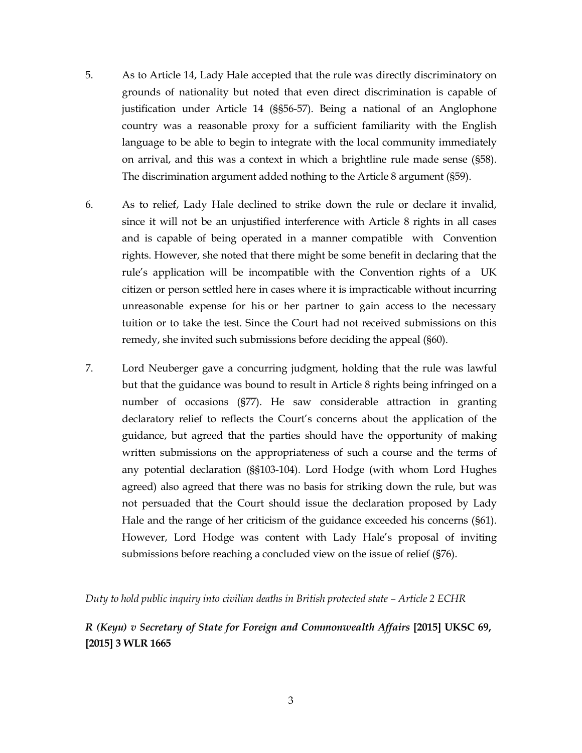5. As to Article 14, Lady Hale accepted that the rule was directly discriminatory on grounds of nationality but noted that even direct discrimination is capable of justification under Article 14 (§§56-57). Being a national of an Anglophone country was a reasonable proxy for a sufficient familiarity with the English language to be able to begin to integrate with the local community immediately on arrival, and this was a context in which a brightline rule made sense (§58). The discrimination argument added nothing to the Article 8 argument (§59).

6. As to relief, Lady Hale declined to strike down the rule or declare it invalid, since it will not be an unjustified interference with Article 8 rights in all cases and is capable of being operated in a manner compatible with Convention rights. However, she noted that there might be some benefit in declaring that the rule's application will be incompatible with the Convention rights of a UK citizen or person settled here in cases where it is impracticable without incurring unreasonable expense for his or her partner to gain access to the necessary tuition or to take the test. Since the Court had not received submissions on this remedy, she invited such submissions before deciding the appeal (§60).

7. Lord Neuberger gave a concurring judgment, holding that the rule was lawful but that the guidance was bound to result in Article 8 rights being infringed on a number of occasions (§77). He saw considerable attraction in granting declaratory relief to reflects the Court's concerns about the application of the guidance, but agreed that the parties should have the opportunity of making written submissions on the appropriateness of such a course and the terms of any potential declaration (§§103-104). Lord Hodge (with whom Lord Hughes agreed) also agreed that there was no basis for striking down the rule, but was not persuaded that the Court should issue the declaration proposed by Lady Hale and the range of her criticism of the guidance exceeded his concerns (§61). However, Lord Hodge was content with Lady Hale's proposal of inviting submissions before reaching a concluded view on the issue of relief (§76).

*Duty to hold public inquiry into civilian deaths in British protected state – Article 2 ECHR*

***R (Keyu) v Secretary of State for Foreign and Commonwealth Affairs* [2015] UKSC 69, [2015] 3 WLR 1665**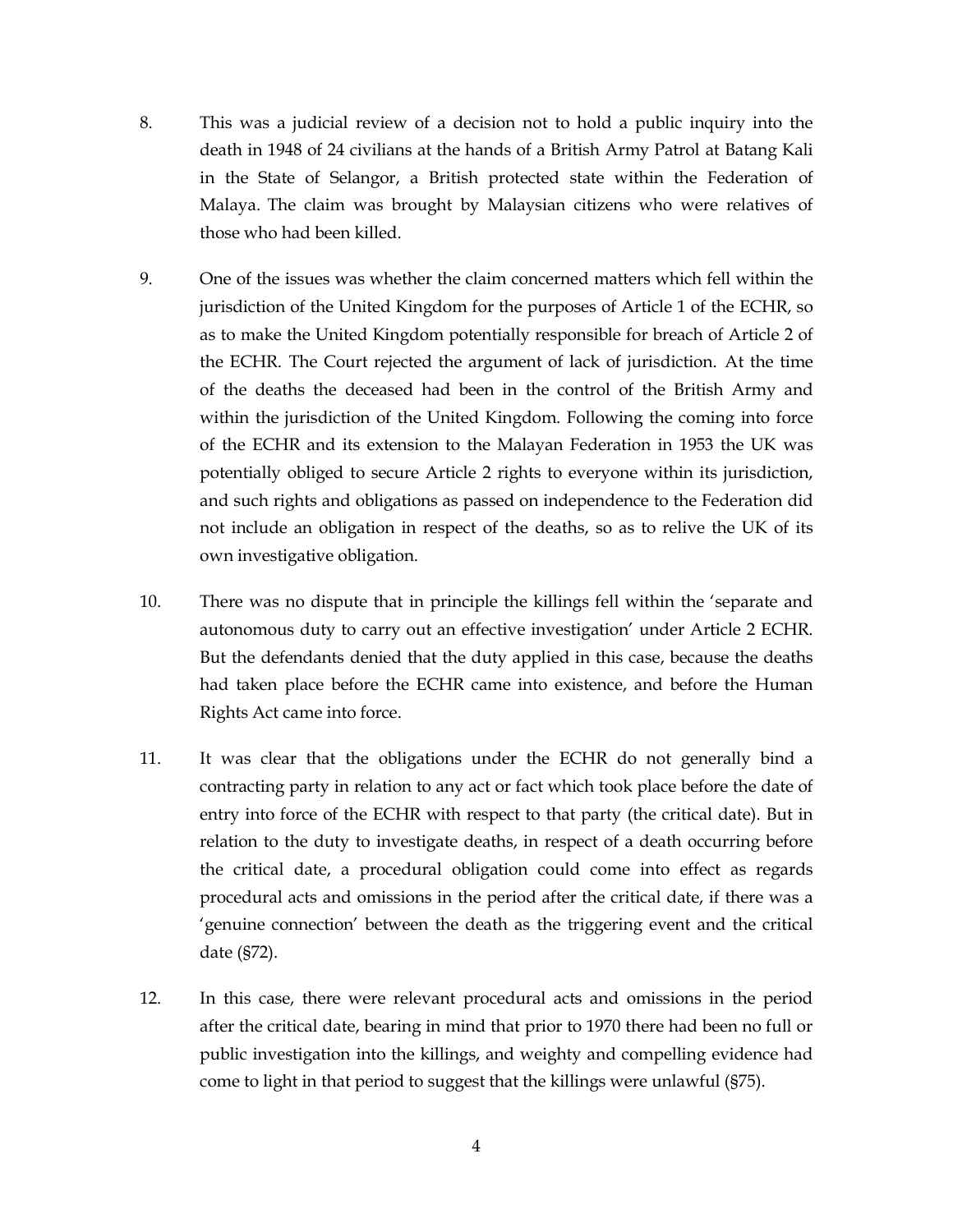8. This was a judicial review of a decision not to hold a public inquiry into the death in 1948 of 24 civilians at the hands of a British Army Patrol at Batang Kali in the State of Selangor, a British protected state within the Federation of Malaya. The claim was brought by Malaysian citizens who were relatives of those who had been killed.

9. One of the issues was whether the claim concerned matters which fell within the jurisdiction of the United Kingdom for the purposes of Article 1 of the ECHR, so as to make the United Kingdom potentially responsible for breach of Article 2 of the ECHR. The Court rejected the argument of lack of jurisdiction. At the time of the deaths the deceased had been in the control of the British Army and within the jurisdiction of the United Kingdom. Following the coming into force of the ECHR and its extension to the Malayan Federation in 1953 the UK was potentially obliged to secure Article 2 rights to everyone within its jurisdiction, and such rights and obligations as passed on independence to the Federation did not include an obligation in respect of the deaths, so as to relive the UK of its own investigative obligation.

10. There was no dispute that in principle the killings fell within the 'separate and autonomous duty to carry out an effective investigation' under Article 2 ECHR. But the defendants denied that the duty applied in this case, because the deaths had taken place before the ECHR came into existence, and before the Human Rights Act came into force.

11. It was clear that the obligations under the ECHR do not generally bind a contracting party in relation to any act or fact which took place before the date of entry into force of the ECHR with respect to that party (the critical date). But in relation to the duty to investigate deaths, in respect of a death occurring before the critical date, a procedural obligation could come into effect as regards procedural acts and omissions in the period after the critical date, if there was a 'genuine connection' between the death as the triggering event and the critical date (§72).

12. In this case, there were relevant procedural acts and omissions in the period after the critical date, bearing in mind that prior to 1970 there had been no full or public investigation into the killings, and weighty and compelling evidence had come to light in that period to suggest that the killings were unlawful (§75).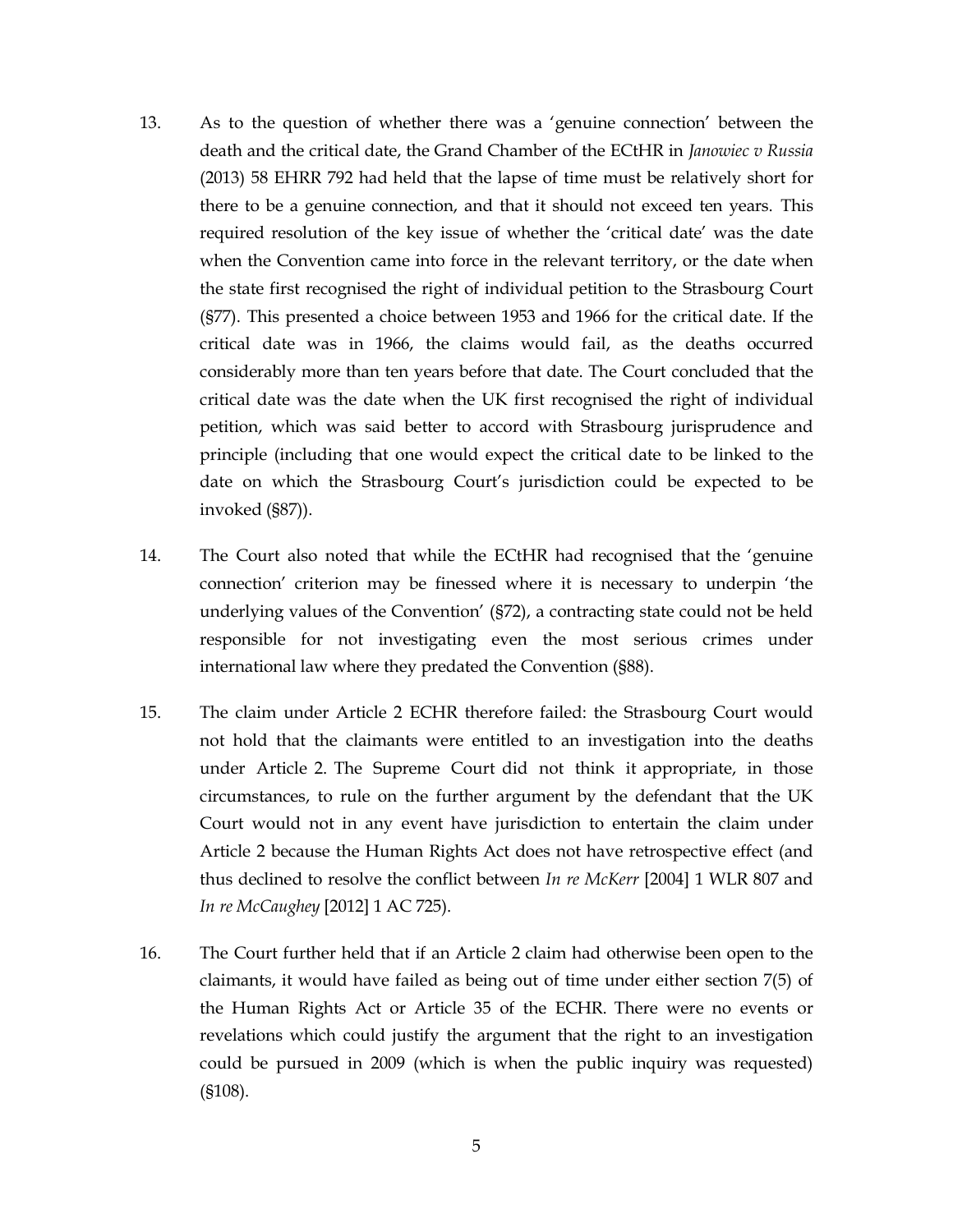13. As to the question of whether there was a 'genuine connection' between the death and the critical date, the Grand Chamber of the ECtHR in *Janowiec v Russia* (2013) 58 EHRR 792 had held that the lapse of time must be relatively short for there to be a genuine connection, and that it should not exceed ten years. This required resolution of the key issue of whether the 'critical date' was the date when the Convention came into force in the relevant territory, or the date when the state first recognised the right of individual petition to the Strasbourg Court (§77). This presented a choice between 1953 and 1966 for the critical date. If the critical date was in 1966, the claims would fail, as the deaths occurred considerably more than ten years before that date. The Court concluded that the critical date was the date when the UK first recognised the right of individual petition, which was said better to accord with Strasbourg jurisprudence and principle (including that one would expect the critical date to be linked to the date on which the Strasbourg Court's jurisdiction could be expected to be invoked (§87)).

14. The Court also noted that while the ECtHR had recognised that the 'genuine connection' criterion may be finessed where it is necessary to underpin 'the underlying values of the Convention' (§72), a contracting state could not be held responsible for not investigating even the most serious crimes under international law where they predated the Convention (§88).

15. The claim under Article 2 ECHR therefore failed: the Strasbourg Court would not hold that the claimants were entitled to an investigation into the deaths under Article 2. The Supreme Court did not think it appropriate, in those circumstances, to rule on the further argument by the defendant that the UK Court would not in any event have jurisdiction to entertain the claim under Article 2 because the Human Rights Act does not have retrospective effect (and thus declined to resolve the conflict between *In re McKerr* [2004] 1 WLR 807 and *In re McCaughey* [2012] 1 AC 725).

16. The Court further held that if an Article 2 claim had otherwise been open to the claimants, it would have failed as being out of time under either section 7(5) of the Human Rights Act or Article 35 of the ECHR. There were no events or revelations which could justify the argument that the right to an investigation could be pursued in 2009 (which is when the public inquiry was requested) (§108).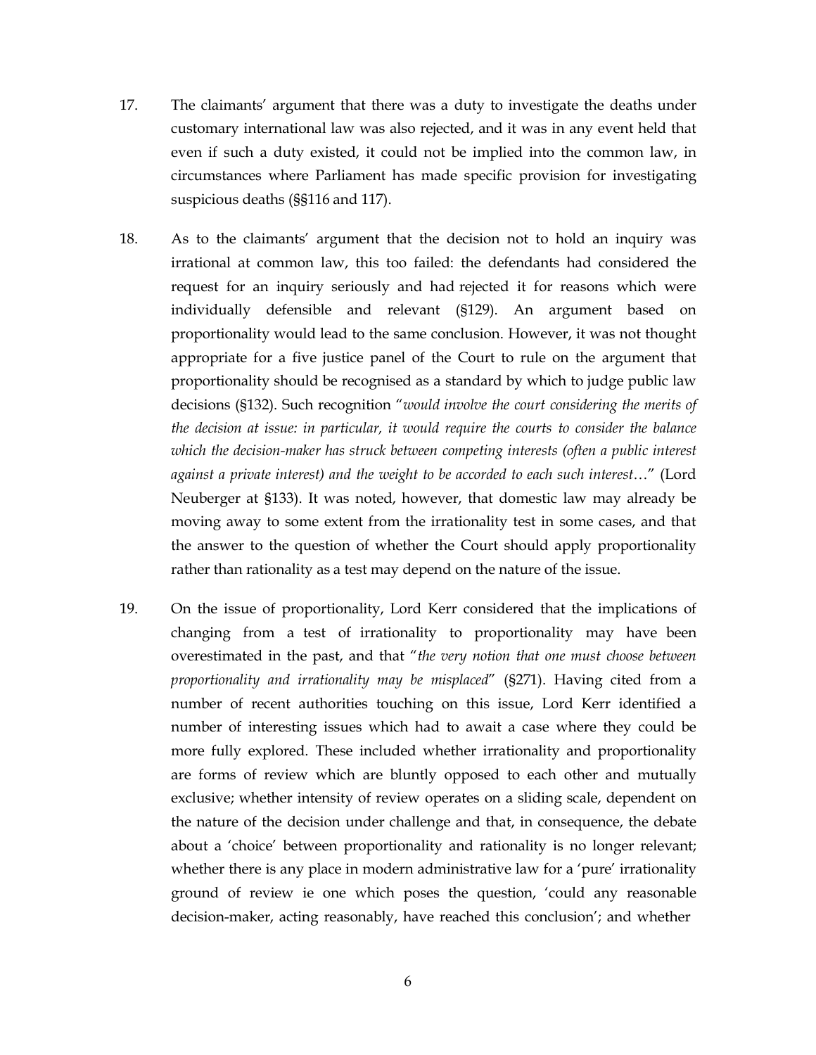17. The claimants' argument that there was a duty to investigate the deaths under customary international law was also rejected, and it was in any event held that even if such a duty existed, it could not be implied into the common law, in circumstances where Parliament has made specific provision for investigating suspicious deaths (§§116 and 117).

18. As to the claimants' argument that the decision not to hold an inquiry was irrational at common law, this too failed: the defendants had considered the request for an inquiry seriously and had rejected it for reasons which were individually defensible and relevant (§129). An argument based on proportionality would lead to the same conclusion. However, it was not thought appropriate for a five justice panel of the Court to rule on the argument that proportionality should be recognised as a standard by which to judge public law decisions (§132). Such recognition "*would involve the court considering the merits of the decision at issue: in particular, it would require the courts to consider the balance which the decision-maker has struck between competing interests (often a public interest against a private interest) and the weight to be accorded to each such interest*…" (Lord Neuberger at §133). It was noted, however, that domestic law may already be moving away to some extent from the irrationality test in some cases, and that the answer to the question of whether the Court should apply proportionality rather than rationality as a test may depend on the nature of the issue.

19. On the issue of proportionality, Lord Kerr considered that the implications of changing from a test of irrationality to proportionality may have been overestimated in the past, and that "*the very notion that one must choose between proportionality and irrationality may be misplaced*" (§271). Having cited from a number of recent authorities touching on this issue, Lord Kerr identified a number of interesting issues which had to await a case where they could be more fully explored. These included whether irrationality and proportionality are forms of review which are bluntly opposed to each other and mutually exclusive; whether intensity of review operates on a sliding scale, dependent on the nature of the decision under challenge and that, in consequence, the debate about a 'choice' between proportionality and rationality is no longer relevant; whether there is any place in modern administrative law for a 'pure' irrationality ground of review ie one which poses the question, 'could any reasonable decision-maker, acting reasonably, have reached this conclusion'; and whether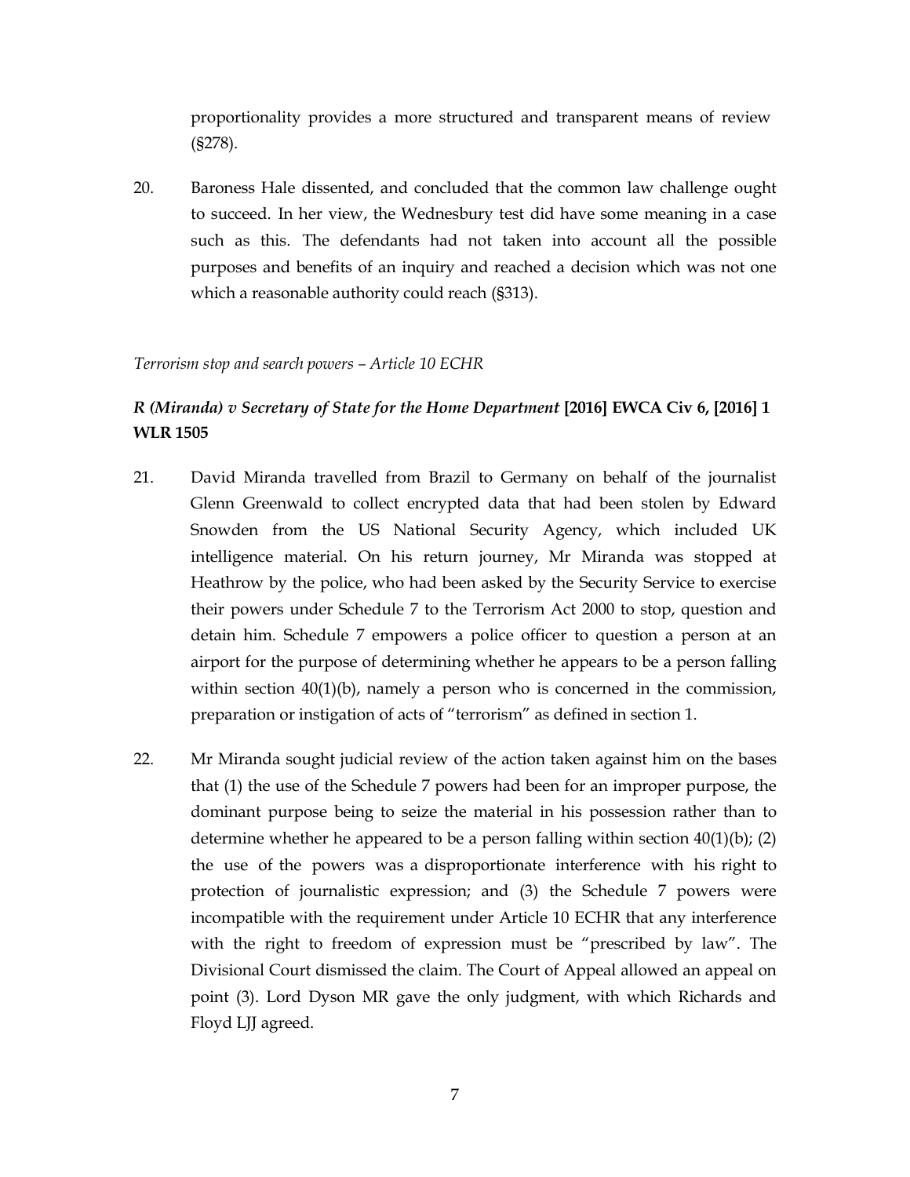proportionality provides a more structured and transparent means of review (§278).

20. Baroness Hale dissented, and concluded that the common law challenge ought to succeed. In her view, the Wednesbury test did have some meaning in a case such as this. The defendants had not taken into account all the possible purposes and benefits of an inquiry and reached a decision which was not one which a reasonable authority could reach (§313).

*Terrorism stop and search powers – Article 10 ECHR*

***R (Miranda) v Secretary of State for the Home Department* [2016] EWCA Civ 6, [2016] 1 WLR 1505**

21. David Miranda travelled from Brazil to Germany on behalf of the journalist Glenn Greenwald to collect encrypted data that had been stolen by Edward Snowden from the US National Security Agency, which included UK intelligence material. On his return journey, Mr Miranda was stopped at Heathrow by the police, who had been asked by the Security Service to exercise their powers under Schedule 7 to the Terrorism Act 2000 to stop, question and detain him. Schedule 7 empowers a police officer to question a person at an airport for the purpose of determining whether he appears to be a person falling within section 40(1)(b), namely a person who is concerned in the commission, preparation or instigation of acts of "terrorism" as defined in section 1.

22. Mr Miranda sought judicial review of the action taken against him on the bases that (1) the use of the Schedule 7 powers had been for an improper purpose, the dominant purpose being to seize the material in his possession rather than to determine whether he appeared to be a person falling within section 40(1)(b); (2) the use of the powers was a disproportionate interference with his right to protection of journalistic expression; and (3) the Schedule 7 powers were incompatible with the requirement under Article 10 ECHR that any interference with the right to freedom of expression must be "prescribed by law". The Divisional Court dismissed the claim. The Court of Appeal allowed an appeal on point (3). Lord Dyson MR gave the only judgment, with which Richards and Floyd LJJ agreed.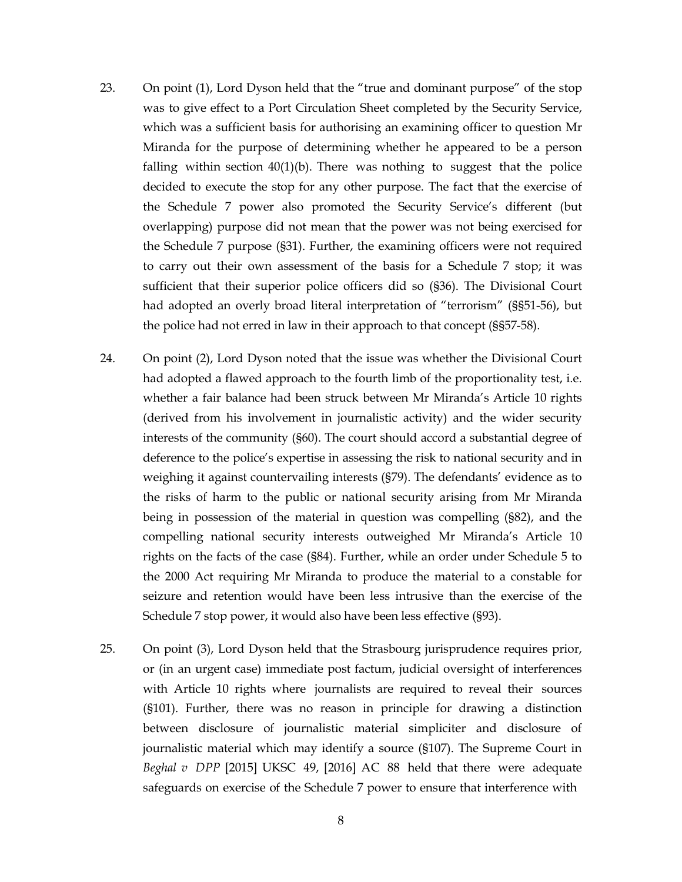23. On point (1), Lord Dyson held that the "true and dominant purpose" of the stop was to give effect to a Port Circulation Sheet completed by the Security Service, which was a sufficient basis for authorising an examining officer to question Mr Miranda for the purpose of determining whether he appeared to be a person falling within section 40(1)(b). There was nothing to suggest that the police decided to execute the stop for any other purpose. The fact that the exercise of the Schedule 7 power also promoted the Security Service's different (but overlapping) purpose did not mean that the power was not being exercised for the Schedule 7 purpose (§31). Further, the examining officers were not required to carry out their own assessment of the basis for a Schedule 7 stop; it was sufficient that their superior police officers did so (§36). The Divisional Court had adopted an overly broad literal interpretation of "terrorism" (§§51-56), but the police had not erred in law in their approach to that concept (§§57-58).

24. On point (2), Lord Dyson noted that the issue was whether the Divisional Court had adopted a flawed approach to the fourth limb of the proportionality test, i.e. whether a fair balance had been struck between Mr Miranda's Article 10 rights (derived from his involvement in journalistic activity) and the wider security interests of the community (§60). The court should accord a substantial degree of deference to the police's expertise in assessing the risk to national security and in weighing it against countervailing interests (§79). The defendants' evidence as to the risks of harm to the public or national security arising from Mr Miranda being in possession of the material in question was compelling (§82), and the compelling national security interests outweighed Mr Miranda's Article 10 rights on the facts of the case (§84). Further, while an order under Schedule 5 to the 2000 Act requiring Mr Miranda to produce the material to a constable for seizure and retention would have been less intrusive than the exercise of the Schedule 7 stop power, it would also have been less effective (§93).

25. On point (3), Lord Dyson held that the Strasbourg jurisprudence requires prior, or (in an urgent case) immediate post factum, judicial oversight of interferences with Article 10 rights where journalists are required to reveal their sources (§101). Further, there was no reason in principle for drawing a distinction between disclosure of journalistic material simpliciter and disclosure of journalistic material which may identify a source (§107). The Supreme Court in *Beghal v DPP* [2015] UKSC 49, [2016] AC 88 held that there were adequate safeguards on exercise of the Schedule 7 power to ensure that interference with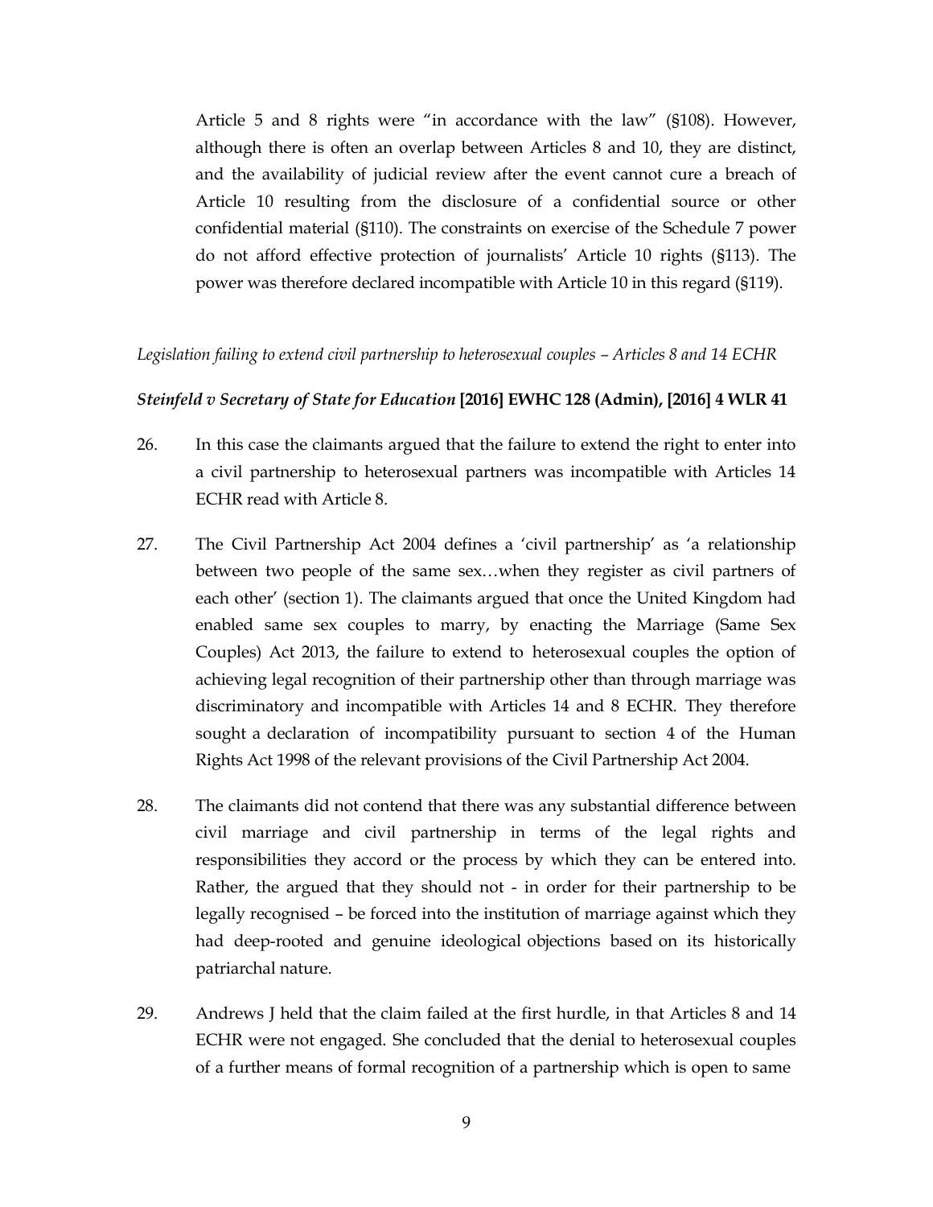Article 5 and 8 rights were "in accordance with the law" (§108). However, although there is often an overlap between Articles 8 and 10, they are distinct, and the availability of judicial review after the event cannot cure a breach of Article 10 resulting from the disclosure of a confidential source or other confidential material (§110). The constraints on exercise of the Schedule 7 power do not afford effective protection of journalists' Article 10 rights (§113). The power was therefore declared incompatible with Article 10 in this regard (§119).

*Legislation failing to extend civil partnership to heterosexual couples – Articles 8 and 14 ECHR*

***Steinfeld v Secretary of State for Education* [2016] EWHC 128 (Admin), [2016] 4 WLR 41**

26. In this case the claimants argued that the failure to extend the right to enter into a civil partnership to heterosexual partners was incompatible with Articles 14 ECHR read with Article 8.

27. The Civil Partnership Act 2004 defines a 'civil partnership' as 'a relationship between two people of the same sex…when they register as civil partners of each other' (section 1). The claimants argued that once the United Kingdom had enabled same sex couples to marry, by enacting the Marriage (Same Sex Couples) Act 2013, the failure to extend to heterosexual couples the option of achieving legal recognition of their partnership other than through marriage was discriminatory and incompatible with Articles 14 and 8 ECHR. They therefore sought a declaration of incompatibility pursuant to section 4 of the Human Rights Act 1998 of the relevant provisions of the Civil Partnership Act 2004.

28. The claimants did not contend that there was any substantial difference between civil marriage and civil partnership in terms of the legal rights and responsibilities they accord or the process by which they can be entered into. Rather, the argued that they should not - in order for their partnership to be legally recognised – be forced into the institution of marriage against which they had deep-rooted and genuine ideological objections based on its historically patriarchal nature.

29. Andrews J held that the claim failed at the first hurdle, in that Articles 8 and 14 ECHR were not engaged. She concluded that the denial to heterosexual couples of a further means of formal recognition of a partnership which is open to same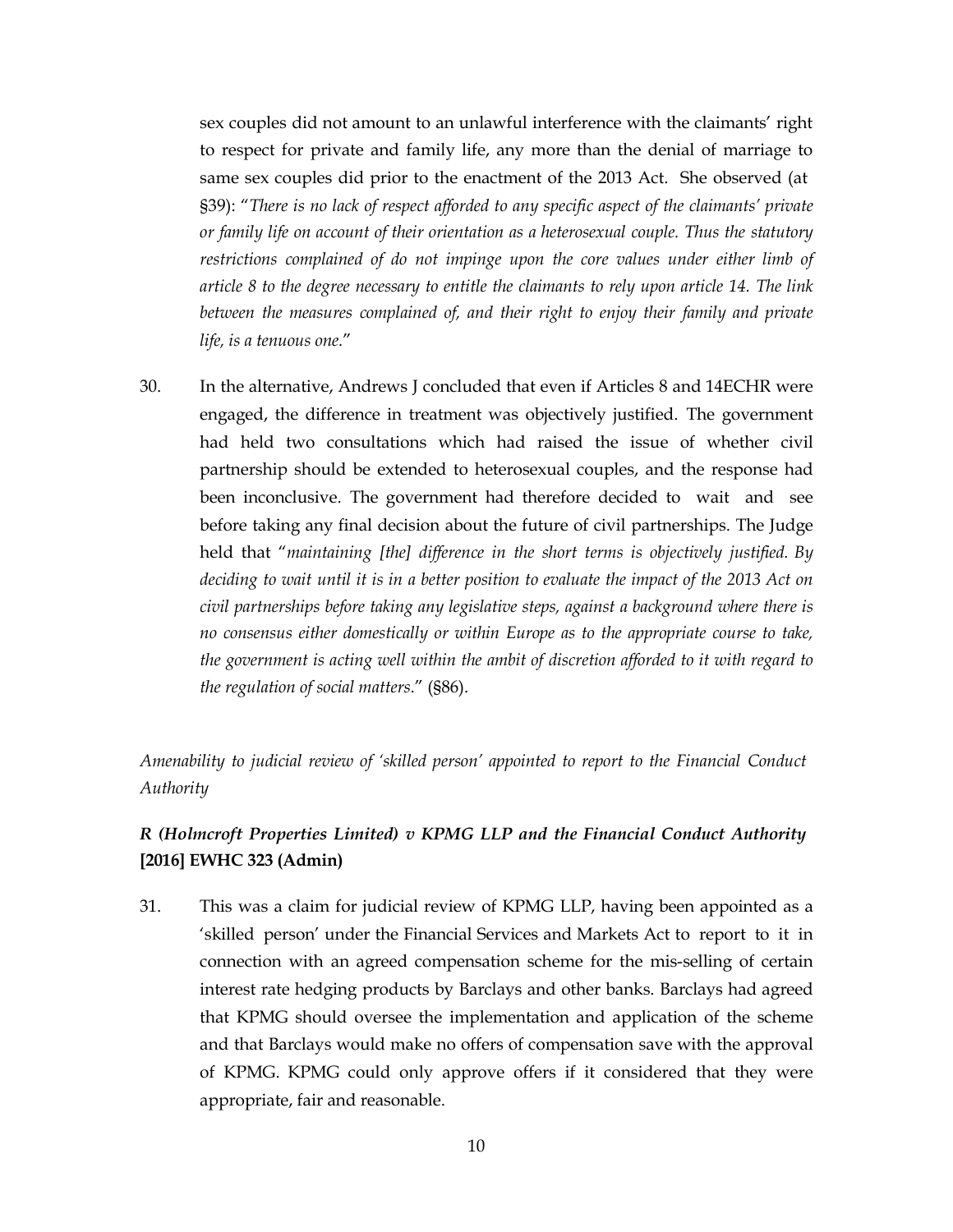sex couples did not amount to an unlawful interference with the claimants' right to respect for private and family life, any more than the denial of marriage to same sex couples did prior to the enactment of the 2013 Act. She observed (at §39): "*There is no lack of respect afforded to any specific aspect of the claimants' private or family life on account of their orientation as a heterosexual couple. Thus the statutory restrictions complained of do not impinge upon the core values under either limb of article 8 to the degree necessary to entitle the claimants to rely upon article 14. The link between the measures complained of, and their right to enjoy their family and private life, is a tenuous one.*"

30. In the alternative, Andrews J concluded that even if Articles 8 and 14ECHR were engaged, the difference in treatment was objectively justified. The government had held two consultations which had raised the issue of whether civil partnership should be extended to heterosexual couples, and the response had been inconclusive. The government had therefore decided to wait and see before taking any final decision about the future of civil partnerships. The Judge held that "*maintaining [the] difference in the short terms is objectively justified. By deciding to wait until it is in a better position to evaluate the impact of the 2013 Act on civil partnerships before taking any legislative steps, against a background where there is no consensus either domestically or within Europe as to the appropriate course to take, the government is acting well within the ambit of discretion afforded to it with regard to the regulation of social matters.*" (§86).

*Amenability to judicial review of 'skilled person' appointed to report to the Financial Conduct Authority*

***R (Holmcroft Properties Limited) v KPMG LLP and the Financial Conduct Authority* [2016] EWHC 323 (Admin)**

31. This was a claim for judicial review of KPMG LLP, having been appointed as a 'skilled person' under the Financial Services and Markets Act to report to it in connection with an agreed compensation scheme for the mis-selling of certain interest rate hedging products by Barclays and other banks. Barclays had agreed that KPMG should oversee the implementation and application of the scheme and that Barclays would make no offers of compensation save with the approval of KPMG. KPMG could only approve offers if it considered that they were appropriate, fair and reasonable.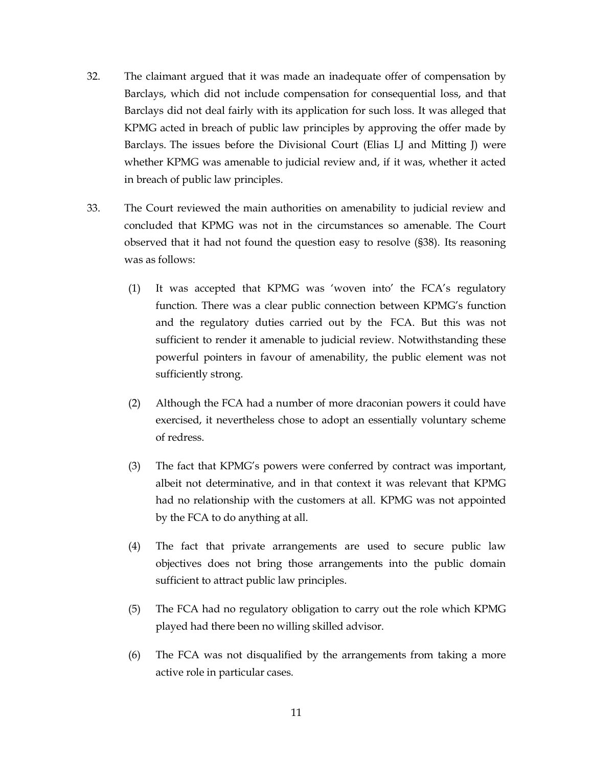32. The claimant argued that it was made an inadequate offer of compensation by Barclays, which did not include compensation for consequential loss, and that Barclays did not deal fairly with its application for such loss. It was alleged that KPMG acted in breach of public law principles by approving the offer made by Barclays. The issues before the Divisional Court (Elias LJ and Mitting J) were whether KPMG was amenable to judicial review and, if it was, whether it acted in breach of public law principles.

33. The Court reviewed the main authorities on amenability to judicial review and concluded that KPMG was not in the circumstances so amenable. The Court observed that it had not found the question easy to resolve (§38). Its reasoning was as follows:

    (1) It was accepted that KPMG was 'woven into' the FCA's regulatory function. There was a clear public connection between KPMG's function and the regulatory duties carried out by the FCA. But this was not sufficient to render it amenable to judicial review. Notwithstanding these powerful pointers in favour of amenability, the public element was not sufficiently strong.

    (2) Although the FCA had a number of more draconian powers it could have exercised, it nevertheless chose to adopt an essentially voluntary scheme of redress.

    (3) The fact that KPMG's powers were conferred by contract was important, albeit not determinative, and in that context it was relevant that KPMG had no relationship with the customers at all. KPMG was not appointed by the FCA to do anything at all.

    (4) The fact that private arrangements are used to secure public law objectives does not bring those arrangements into the public domain sufficient to attract public law principles.

    (5) The FCA had no regulatory obligation to carry out the role which KPMG played had there been no willing skilled advisor.

    (6) The FCA was not disqualified by the arrangements from taking a more active role in particular cases.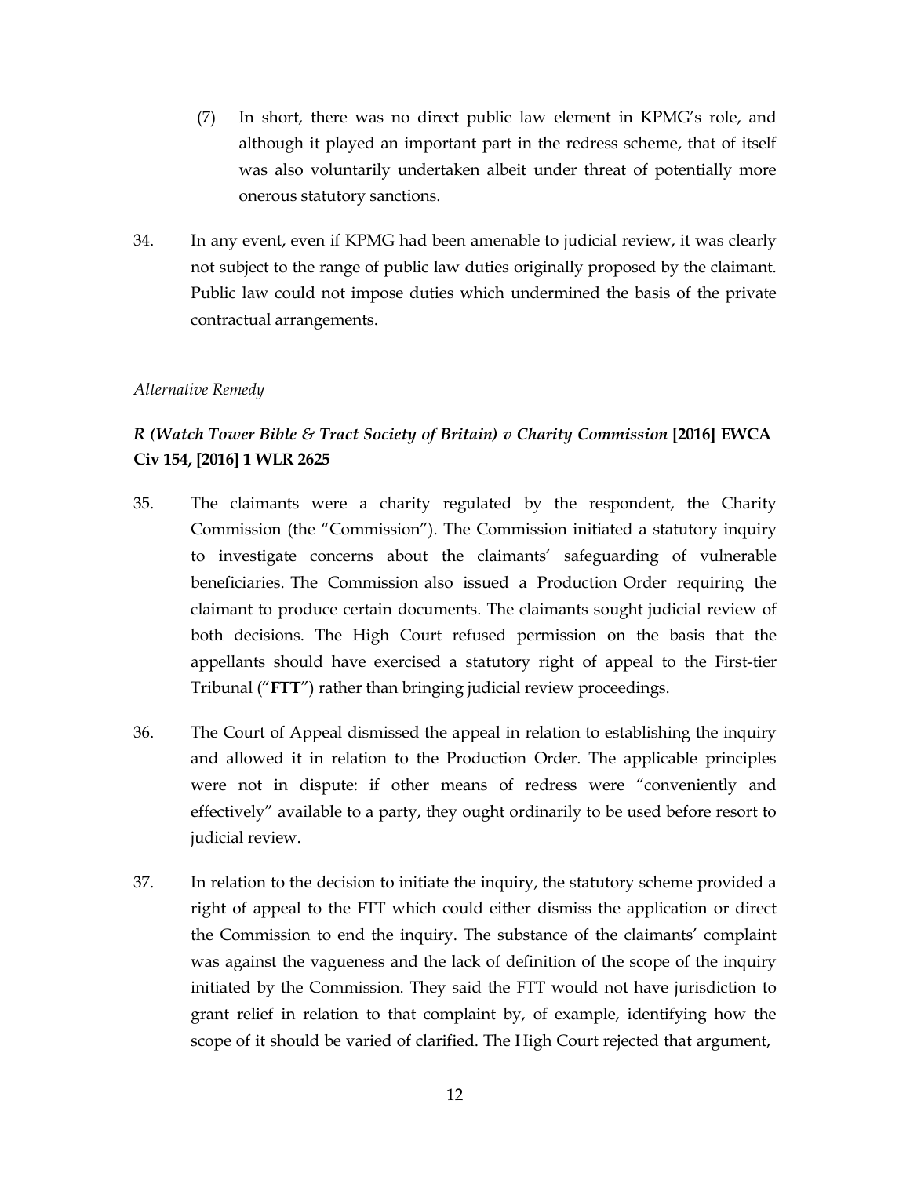(7) In short, there was no direct public law element in KPMG's role, and although it played an important part in the redress scheme, that of itself was also voluntarily undertaken albeit under threat of potentially more onerous statutory sanctions.

34. In any event, even if KPMG had been amenable to judicial review, it was clearly not subject to the range of public law duties originally proposed by the claimant. Public law could not impose duties which undermined the basis of the private contractual arrangements.

*Alternative Remedy*

***R (Watch Tower Bible & Tract Society of Britain) v Charity Commission* [2016] EWCA Civ 154, [2016] 1 WLR 2625**

35. The claimants were a charity regulated by the respondent, the Charity Commission (the "Commission"). The Commission initiated a statutory inquiry to investigate concerns about the claimants' safeguarding of vulnerable beneficiaries. The Commission also issued a Production Order requiring the claimant to produce certain documents. The claimants sought judicial review of both decisions. The High Court refused permission on the basis that the appellants should have exercised a statutory right of appeal to the First-tier Tribunal ("**FTT**") rather than bringing judicial review proceedings.

36. The Court of Appeal dismissed the appeal in relation to establishing the inquiry and allowed it in relation to the Production Order. The applicable principles were not in dispute: if other means of redress were "conveniently and effectively" available to a party, they ought ordinarily to be used before resort to judicial review.

37. In relation to the decision to initiate the inquiry, the statutory scheme provided a right of appeal to the FTT which could either dismiss the application or direct the Commission to end the inquiry. The substance of the claimants' complaint was against the vagueness and the lack of definition of the scope of the inquiry initiated by the Commission. They said the FTT would not have jurisdiction to grant relief in relation to that complaint by, of example, identifying how the scope of it should be varied of clarified. The High Court rejected that argument,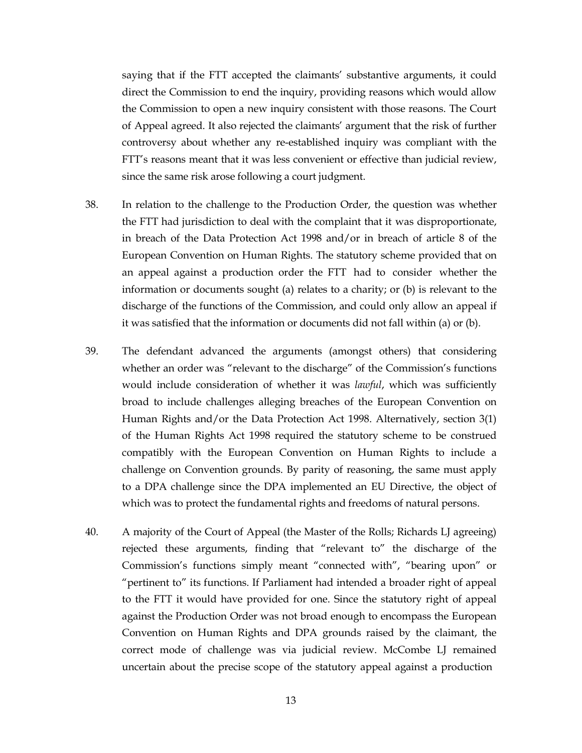saying that if the FTT accepted the claimants' substantive arguments, it could direct the Commission to end the inquiry, providing reasons which would allow the Commission to open a new inquiry consistent with those reasons. The Court of Appeal agreed. It also rejected the claimants' argument that the risk of further controversy about whether any re-established inquiry was compliant with the FTT's reasons meant that it was less convenient or effective than judicial review, since the same risk arose following a court judgment.

38. In relation to the challenge to the Production Order, the question was whether the FTT had jurisdiction to deal with the complaint that it was disproportionate, in breach of the Data Protection Act 1998 and/or in breach of article 8 of the European Convention on Human Rights. The statutory scheme provided that on an appeal against a production order the FTT had to consider whether the information or documents sought (a) relates to a charity; or (b) is relevant to the discharge of the functions of the Commission, and could only allow an appeal if it was satisfied that the information or documents did not fall within (a) or (b).

39. The defendant advanced the arguments (amongst others) that considering whether an order was "relevant to the discharge" of the Commission's functions would include consideration of whether it was *lawful*, which was sufficiently broad to include challenges alleging breaches of the European Convention on Human Rights and/or the Data Protection Act 1998. Alternatively, section 3(1) of the Human Rights Act 1998 required the statutory scheme to be construed compatibly with the European Convention on Human Rights to include a challenge on Convention grounds. By parity of reasoning, the same must apply to a DPA challenge since the DPA implemented an EU Directive, the object of which was to protect the fundamental rights and freedoms of natural persons.

40. A majority of the Court of Appeal (the Master of the Rolls; Richards LJ agreeing) rejected these arguments, finding that "relevant to" the discharge of the Commission's functions simply meant "connected with", "bearing upon" or "pertinent to" its functions. If Parliament had intended a broader right of appeal to the FTT it would have provided for one. Since the statutory right of appeal against the Production Order was not broad enough to encompass the European Convention on Human Rights and DPA grounds raised by the claimant, the correct mode of challenge was via judicial review. McCombe LJ remained uncertain about the precise scope of the statutory appeal against a production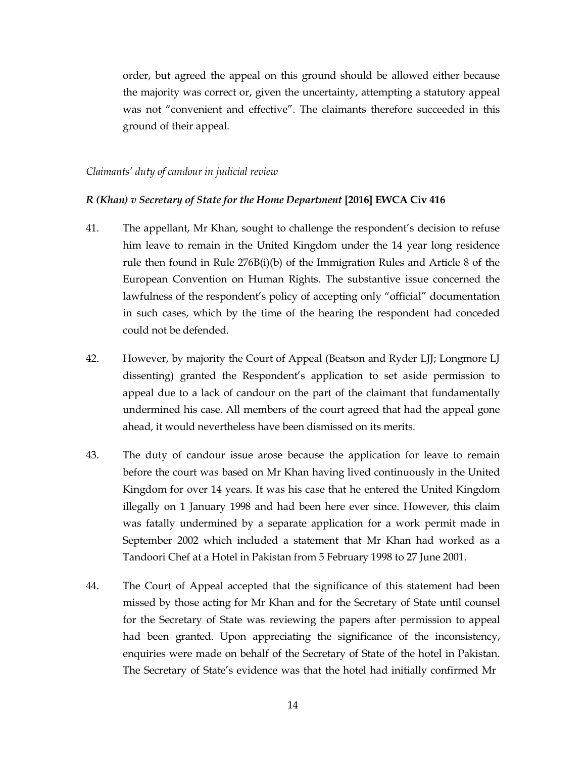order, but agreed the appeal on this ground should be allowed either because the majority was correct or, given the uncertainty, attempting a statutory appeal was not "convenient and effective". The claimants therefore succeeded in this ground of their appeal.

*Claimants' duty of candour in judicial review*

***R (Khan) v Secretary of State for the Home Department* [2016] EWCA Civ 416**

41. The appellant, Mr Khan, sought to challenge the respondent's decision to refuse him leave to remain in the United Kingdom under the 14 year long residence rule then found in Rule 276B(i)(b) of the Immigration Rules and Article 8 of the European Convention on Human Rights. The substantive issue concerned the lawfulness of the respondent's policy of accepting only "official" documentation in such cases, which by the time of the hearing the respondent had conceded could not be defended.

42. However, by majority the Court of Appeal (Beatson and Ryder LJJ; Longmore LJ dissenting) granted the Respondent's application to set aside permission to appeal due to a lack of candour on the part of the claimant that fundamentally undermined his case. All members of the court agreed that had the appeal gone ahead, it would nevertheless have been dismissed on its merits.

43. The duty of candour issue arose because the application for leave to remain before the court was based on Mr Khan having lived continuously in the United Kingdom for over 14 years. It was his case that he entered the United Kingdom illegally on 1 January 1998 and had been here ever since. However, this claim was fatally undermined by a separate application for a work permit made in September 2002 which included a statement that Mr Khan had worked as a Tandoori Chef at a Hotel in Pakistan from 5 February 1998 to 27 June 2001.

44. The Court of Appeal accepted that the significance of this statement had been missed by those acting for Mr Khan and for the Secretary of State until counsel for the Secretary of State was reviewing the papers after permission to appeal had been granted. Upon appreciating the significance of the inconsistency, enquiries were made on behalf of the Secretary of State of the hotel in Pakistan. The Secretary of State's evidence was that the hotel had initially confirmed Mr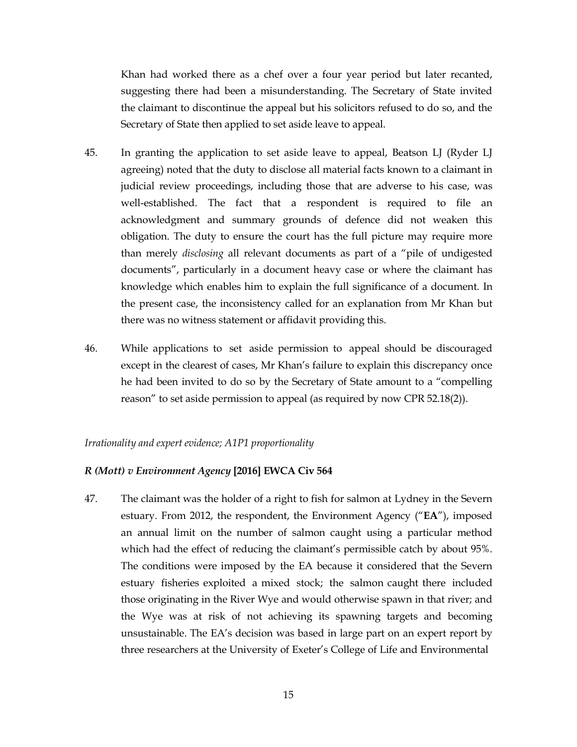Khan had worked there as a chef over a four year period but later recanted, suggesting there had been a misunderstanding. The Secretary of State invited the claimant to discontinue the appeal but his solicitors refused to do so, and the Secretary of State then applied to set aside leave to appeal.

45. In granting the application to set aside leave to appeal, Beatson LJ (Ryder LJ agreeing) noted that the duty to disclose all material facts known to a claimant in judicial review proceedings, including those that are adverse to his case, was well-established. The fact that a respondent is required to file an acknowledgment and summary grounds of defence did not weaken this obligation. The duty to ensure the court has the full picture may require more than merely *disclosing* all relevant documents as part of a "pile of undigested documents", particularly in a document heavy case or where the claimant has knowledge which enables him to explain the full significance of a document. In the present case, the inconsistency called for an explanation from Mr Khan but there was no witness statement or affidavit providing this.

46. While applications to set aside permission to appeal should be discouraged except in the clearest of cases, Mr Khan's failure to explain this discrepancy once he had been invited to do so by the Secretary of State amount to a "compelling reason" to set aside permission to appeal (as required by now CPR 52.18(2)).

*Irrationality and expert evidence; A1P1 proportionality*

***R (Mott) v Environment Agency* [2016] EWCA Civ 564**

47. The claimant was the holder of a right to fish for salmon at Lydney in the Severn estuary. From 2012, the respondent, the Environment Agency ("**EA**"), imposed an annual limit on the number of salmon caught using a particular method which had the effect of reducing the claimant's permissible catch by about 95%. The conditions were imposed by the EA because it considered that the Severn estuary fisheries exploited a mixed stock; the salmon caught there included those originating in the River Wye and would otherwise spawn in that river; and the Wye was at risk of not achieving its spawning targets and becoming unsustainable. The EA's decision was based in large part on an expert report by three researchers at the University of Exeter's College of Life and Environmental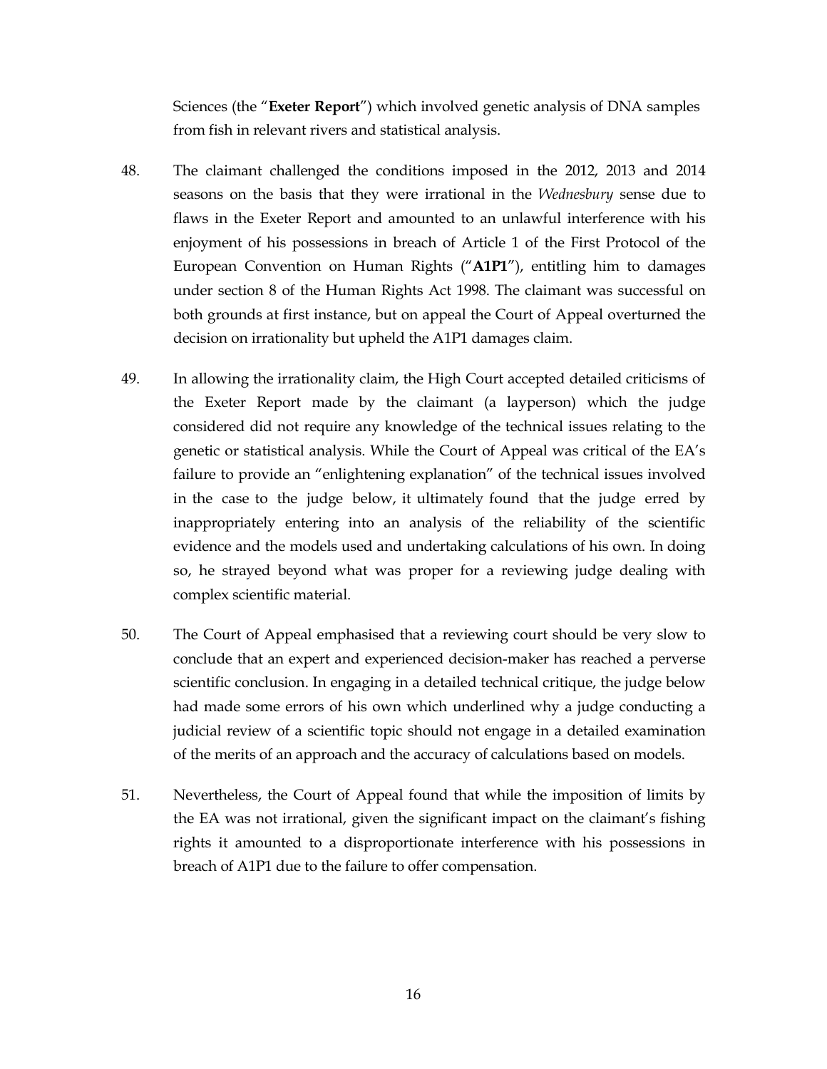Sciences (the "**Exeter Report**") which involved genetic analysis of DNA samples from fish in relevant rivers and statistical analysis.

48. The claimant challenged the conditions imposed in the 2012, 2013 and 2014 seasons on the basis that they were irrational in the *Wednesbury* sense due to flaws in the Exeter Report and amounted to an unlawful interference with his enjoyment of his possessions in breach of Article 1 of the First Protocol of the European Convention on Human Rights ("**A1P1**"), entitling him to damages under section 8 of the Human Rights Act 1998. The claimant was successful on both grounds at first instance, but on appeal the Court of Appeal overturned the decision on irrationality but upheld the A1P1 damages claim.

49. In allowing the irrationality claim, the High Court accepted detailed criticisms of the Exeter Report made by the claimant (a layperson) which the judge considered did not require any knowledge of the technical issues relating to the genetic or statistical analysis. While the Court of Appeal was critical of the EA's failure to provide an "enlightening explanation" of the technical issues involved in the case to the judge below, it ultimately found that the judge erred by inappropriately entering into an analysis of the reliability of the scientific evidence and the models used and undertaking calculations of his own. In doing so, he strayed beyond what was proper for a reviewing judge dealing with complex scientific material.

50. The Court of Appeal emphasised that a reviewing court should be very slow to conclude that an expert and experienced decision-maker has reached a perverse scientific conclusion. In engaging in a detailed technical critique, the judge below had made some errors of his own which underlined why a judge conducting a judicial review of a scientific topic should not engage in a detailed examination of the merits of an approach and the accuracy of calculations based on models.

51. Nevertheless, the Court of Appeal found that while the imposition of limits by the EA was not irrational, given the significant impact on the claimant's fishing rights it amounted to a disproportionate interference with his possessions in breach of A1P1 due to the failure to offer compensation.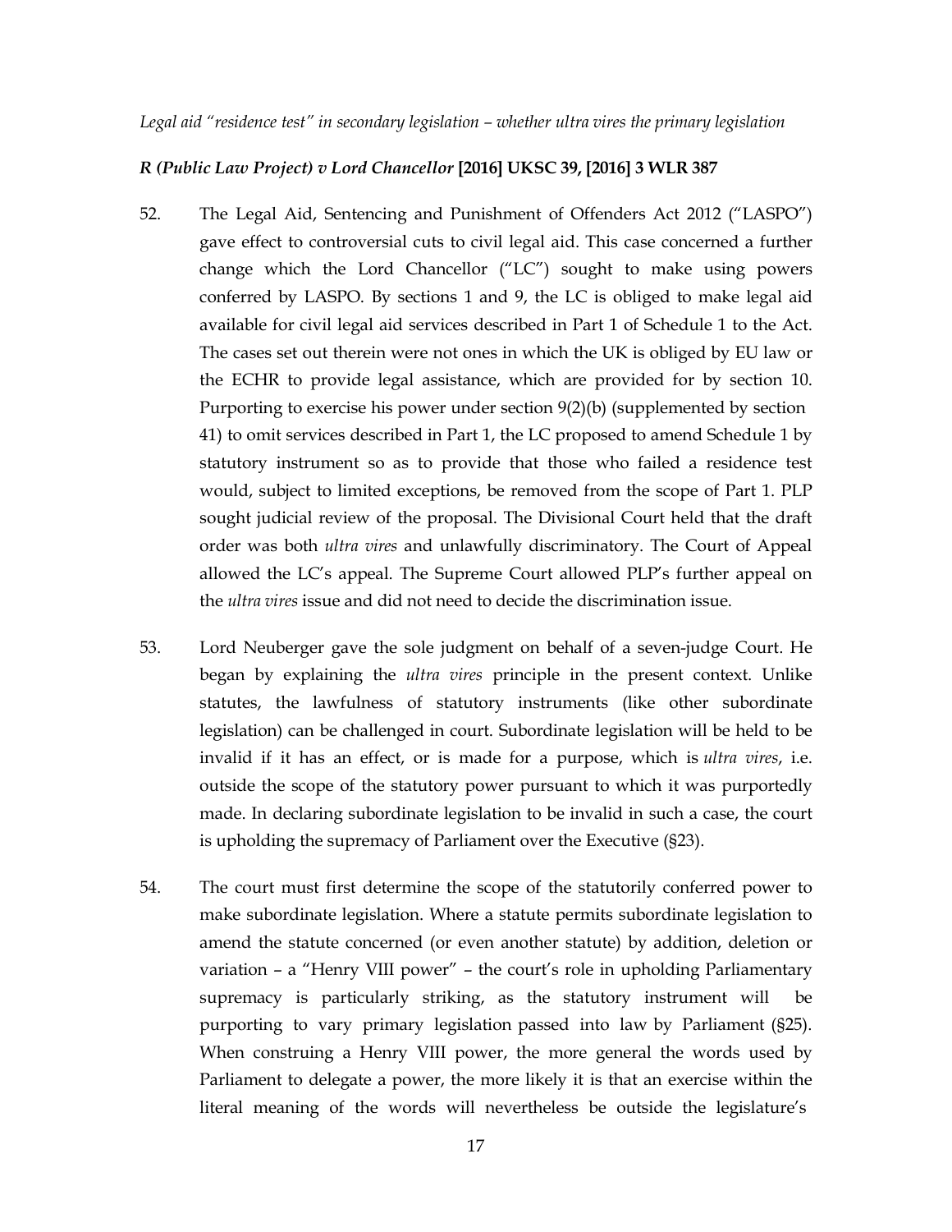*Legal aid "residence test" in secondary legislation – whether ultra vires the primary legislation*

***R (Public Law Project) v Lord Chancellor* [2016] UKSC 39, [2016] 3 WLR 387**

52. The Legal Aid, Sentencing and Punishment of Offenders Act 2012 ("LASPO") gave effect to controversial cuts to civil legal aid. This case concerned a further change which the Lord Chancellor ("LC") sought to make using powers conferred by LASPO. By sections 1 and 9, the LC is obliged to make legal aid available for civil legal aid services described in Part 1 of Schedule 1 to the Act. The cases set out therein were not ones in which the UK is obliged by EU law or the ECHR to provide legal assistance, which are provided for by section 10. Purporting to exercise his power under section 9(2)(b) (supplemented by section 41) to omit services described in Part 1, the LC proposed to amend Schedule 1 by statutory instrument so as to provide that those who failed a residence test would, subject to limited exceptions, be removed from the scope of Part 1. PLP sought judicial review of the proposal. The Divisional Court held that the draft order was both *ultra vires* and unlawfully discriminatory. The Court of Appeal allowed the LC's appeal. The Supreme Court allowed PLP's further appeal on the *ultra vires* issue and did not need to decide the discrimination issue.

53. Lord Neuberger gave the sole judgment on behalf of a seven-judge Court. He began by explaining the *ultra vires* principle in the present context. Unlike statutes, the lawfulness of statutory instruments (like other subordinate legislation) can be challenged in court. Subordinate legislation will be held to be invalid if it has an effect, or is made for a purpose, which is *ultra vires*, i.e. outside the scope of the statutory power pursuant to which it was purportedly made. In declaring subordinate legislation to be invalid in such a case, the court is upholding the supremacy of Parliament over the Executive (§23).

54. The court must first determine the scope of the statutorily conferred power to make subordinate legislation. Where a statute permits subordinate legislation to amend the statute concerned (or even another statute) by addition, deletion or variation – a "Henry VIII power" – the court's role in upholding Parliamentary supremacy is particularly striking, as the statutory instrument will be purporting to vary primary legislation passed into law by Parliament (§25). When construing a Henry VIII power, the more general the words used by Parliament to delegate a power, the more likely it is that an exercise within the literal meaning of the words will nevertheless be outside the legislature's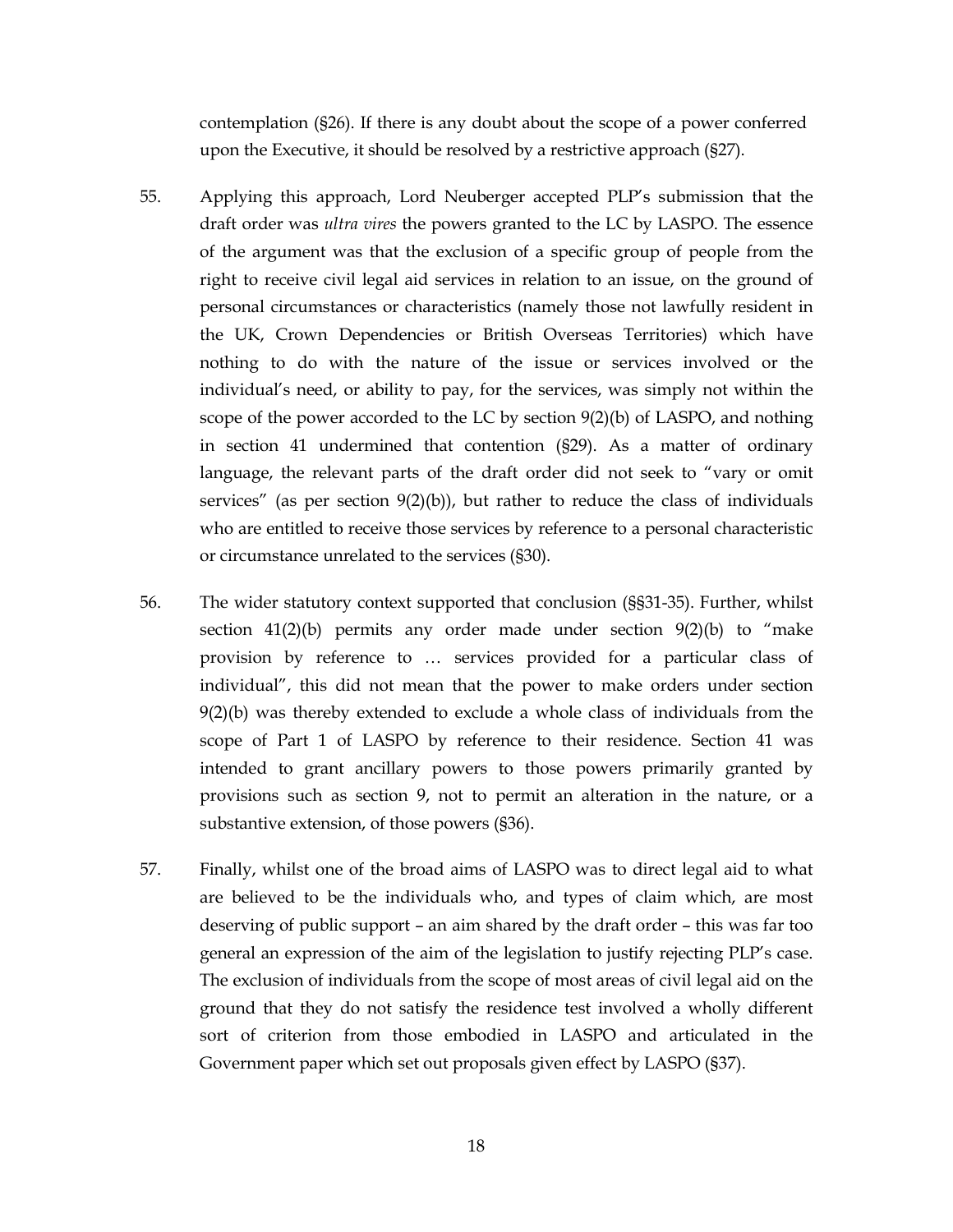contemplation (§26). If there is any doubt about the scope of a power conferred upon the Executive, it should be resolved by a restrictive approach (§27).

55. Applying this approach, Lord Neuberger accepted PLP's submission that the draft order was *ultra vires* the powers granted to the LC by LASPO. The essence of the argument was that the exclusion of a specific group of people from the right to receive civil legal aid services in relation to an issue, on the ground of personal circumstances or characteristics (namely those not lawfully resident in the UK, Crown Dependencies or British Overseas Territories) which have nothing to do with the nature of the issue or services involved or the individual's need, or ability to pay, for the services, was simply not within the scope of the power accorded to the LC by section 9(2)(b) of LASPO, and nothing in section 41 undermined that contention (§29). As a matter of ordinary language, the relevant parts of the draft order did not seek to "vary or omit services" (as per section 9(2)(b)), but rather to reduce the class of individuals who are entitled to receive those services by reference to a personal characteristic or circumstance unrelated to the services (§30).

56. The wider statutory context supported that conclusion (§§31-35). Further, whilst section 41(2)(b) permits any order made under section 9(2)(b) to "make provision by reference to … services provided for a particular class of individual", this did not mean that the power to make orders under section 9(2)(b) was thereby extended to exclude a whole class of individuals from the scope of Part 1 of LASPO by reference to their residence. Section 41 was intended to grant ancillary powers to those powers primarily granted by provisions such as section 9, not to permit an alteration in the nature, or a substantive extension, of those powers (§36).

57. Finally, whilst one of the broad aims of LASPO was to direct legal aid to what are believed to be the individuals who, and types of claim which, are most deserving of public support – an aim shared by the draft order – this was far too general an expression of the aim of the legislation to justify rejecting PLP's case. The exclusion of individuals from the scope of most areas of civil legal aid on the ground that they do not satisfy the residence test involved a wholly different sort of criterion from those embodied in LASPO and articulated in the Government paper which set out proposals given effect by LASPO (§37).